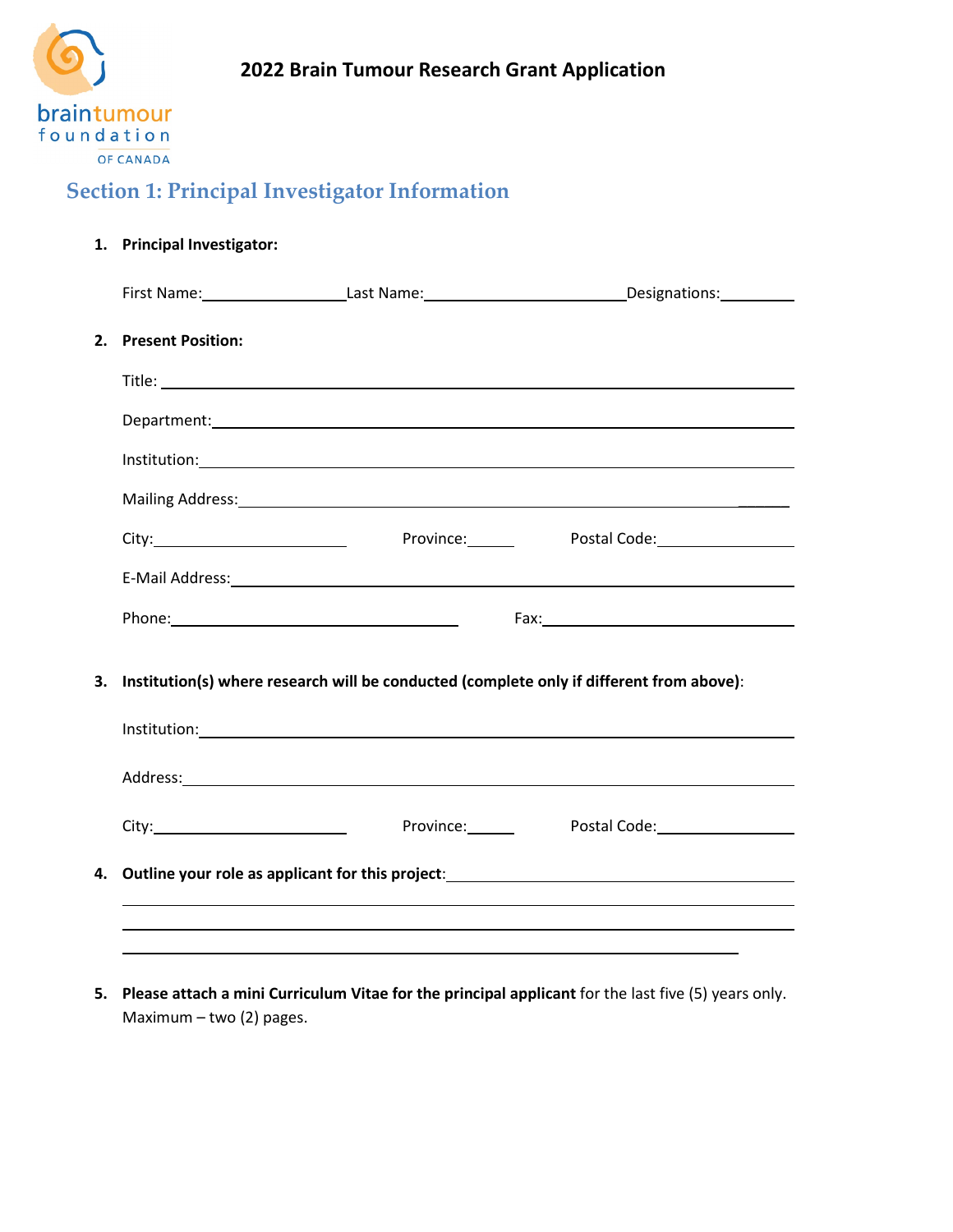# 2022 Brain Tumour Research Grant Application

## Section 1: Principal Investigator Information

1. **Principal Investigator:**

   First Name:_________________ Last Name:________________________ Designations:_________

2. **Present Position:**

   Title: ______________________________________________________________________

   Department:__________________________________________________________________

   Institution:___________________________________________________________________

   Mailing Address:________________________________________________________________

   City:________________________ Province:______ Postal Code:_________________

   E-Mail Address:_________________________________________________________________

   Phone:____________________________________ Fax:_____________________________

3. **Institution(s) where research will be conducted (complete only if different from above)**:

   Institution:___________________________________________________________________

   Address:_____________________________________________________________________

   City:________________________ Province:______ Postal Code:_________________

4. **Outline your role as applicant for this project**:_____________________________________

   ___________________________________________________________________________

   ___________________________________________________________________________

   ___________________________________________________________________________

5. **Please attach a mini Curriculum Vitae for the principal applicant** for the last five (5) years only. Maximum – two (2) pages.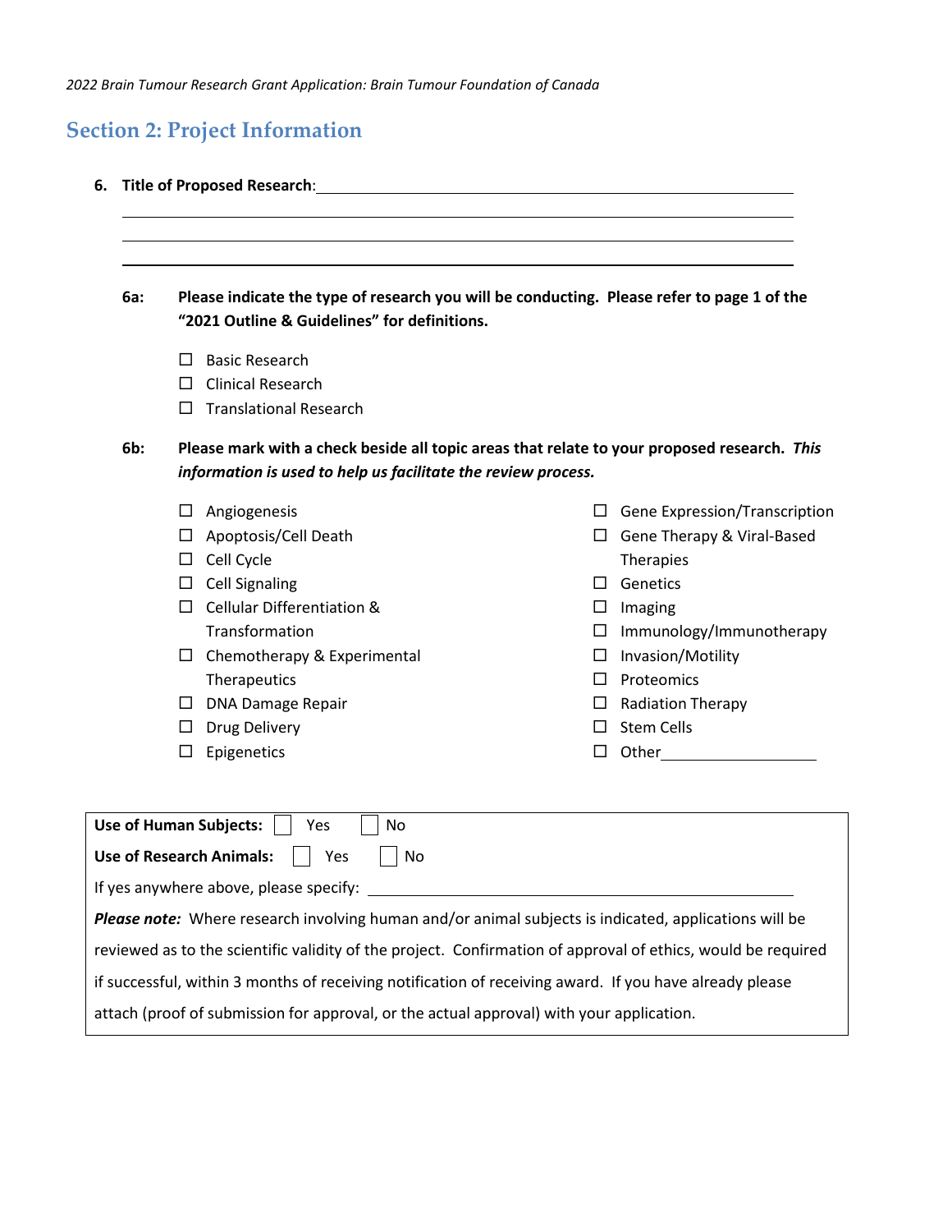## Section 2: Project Information

**6. Title of Proposed Research**: \_\_\_\_\_\_\_\_\_\_\_\_\_\_\_\_\_\_\_\_\_\_\_\_\_\_\_\_\_\_\_\_\_\_\_\_\_\_\_\_

\_\_\_\_\_\_\_\_\_\_\_\_\_\_\_\_\_\_\_\_\_\_\_\_\_\_\_\_\_\_\_\_\_\_\_\_\_\_\_\_\_\_\_\_\_\_\_\_\_\_\_\_\_\_\_\_\_\_

\_\_\_\_\_\_\_\_\_\_\_\_\_\_\_\_\_\_\_\_\_\_\_\_\_\_\_\_\_\_\_\_\_\_\_\_\_\_\_\_\_\_\_\_\_\_\_\_\_\_\_\_\_\_\_\_\_\_

\_\_\_\_\_\_\_\_\_\_\_\_\_\_\_\_\_\_\_\_\_\_\_\_\_\_\_\_\_\_\_\_\_\_\_\_\_\_\_\_\_\_\_\_\_\_\_\_\_\_\_\_\_\_\_\_\_\_

**6a: Please indicate the type of research you will be conducting. Please refer to page 1 of the "2021 Outline & Guidelines" for definitions.**

- ☐ Basic Research
- ☐ Clinical Research
- ☐ Translational Research

**6b: Please mark with a check beside all topic areas that relate to your proposed research.** ***This information is used to help us facilitate the review process.***

- ☐ Angiogenesis
- ☐ Apoptosis/Cell Death
- ☐ Cell Cycle
- ☐ Cell Signaling
- ☐ Cellular Differentiation & Transformation
- ☐ Chemotherapy & Experimental Therapeutics
- ☐ DNA Damage Repair
- ☐ Drug Delivery
- ☐ Epigenetics
- ☐ Gene Expression/Transcription
- ☐ Gene Therapy & Viral-Based Therapies
- ☐ Genetics
- ☐ Imaging
- ☐ Immunology/Immunotherapy
- ☐ Invasion/Motility
- ☐ Proteomics
- ☐ Radiation Therapy
- ☐ Stem Cells
- ☐ Other\_\_\_\_\_\_\_\_\_\_\_\_\_\_\_\_\_\_\_\_

**Use of Human Subjects:** ☐ Yes ☐ No

**Use of Research Animals:** ☐ Yes ☐ No

If yes anywhere above, please specify: \_\_\_\_\_\_\_\_\_\_\_\_\_\_\_\_\_\_\_\_\_\_\_\_\_\_\_\_\_\_\_\_\_\_\_\_\_\_\_\_\_\_

***Please note:*** Where research involving human and/or animal subjects is indicated, applications will be reviewed as to the scientific validity of the project. Confirmation of approval of ethics, would be required if successful, within 3 months of receiving notification of receiving award. If you have already please attach (proof of submission for approval, or the actual approval) with your application.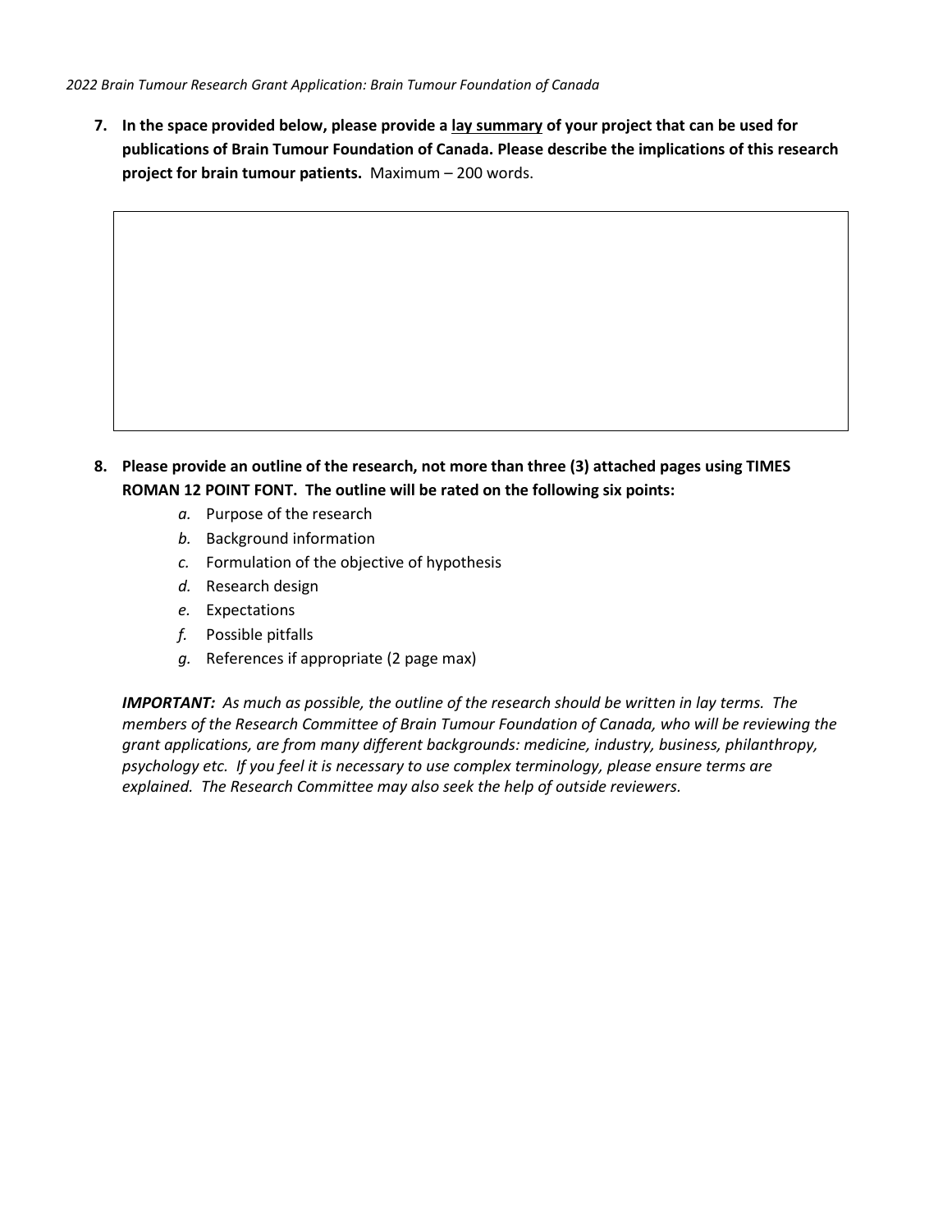**7. In the space provided below, please provide a <u>lay summary</u> of your project that can be used for publications of Brain Tumour Foundation of Canada. Please describe the implications of this research project for brain tumour patients.** Maximum – 200 words.

| |
|---|
| |

**8. Please provide an outline of the research, not more than three (3) attached pages using TIMES ROMAN 12 POINT FONT. The outline will be rated on the following six points:**

   *a.* Purpose of the research
   *b.* Background information
   *c.* Formulation of the objective of hypothesis
   *d.* Research design
   *e.* Expectations
   *f.* Possible pitfalls
   *g.* References if appropriate (2 page max)

***IMPORTANT:*** *As much as possible, the outline of the research should be written in lay terms. The members of the Research Committee of Brain Tumour Foundation of Canada, who will be reviewing the grant applications, are from many different backgrounds: medicine, industry, business, philanthropy, psychology etc. If you feel it is necessary to use complex terminology, please ensure terms are explained. The Research Committee may also seek the help of outside reviewers.*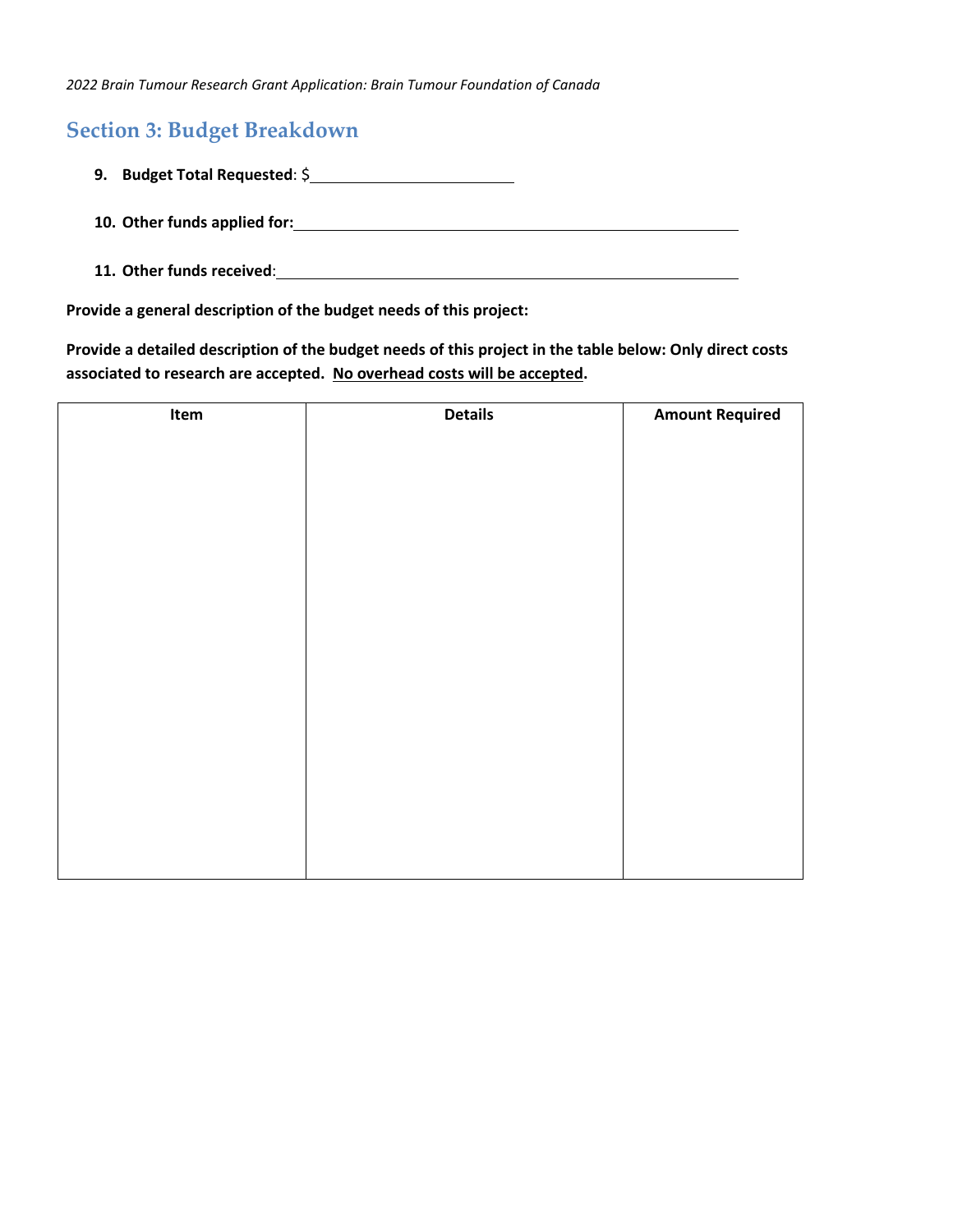## Section 3: Budget Breakdown

9. **Budget Total Requested**: $\_\_\_\_\_\_\_\_\_\_\_\_\_\_\_\_\_\_\_\_

10. **Other funds applied for:** \_\_\_\_\_\_\_\_\_\_\_\_\_\_\_\_\_\_\_\_\_\_\_\_\_\_\_\_\_\_\_\_\_\_\_\_\_\_\_\_

11. **Other funds received**: \_\_\_\_\_\_\_\_\_\_\_\_\_\_\_\_\_\_\_\_\_\_\_\_\_\_\_\_\_\_\_\_\_\_\_\_\_\_\_\_

**Provide a general description of the budget needs of this project:**

**Provide a detailed description of the budget needs of this project in the table below: Only direct costs associated to research are accepted. <u>No overhead costs will be accepted</u>.**

| Item | Details | Amount Required |
| --- | --- | --- |
| | | |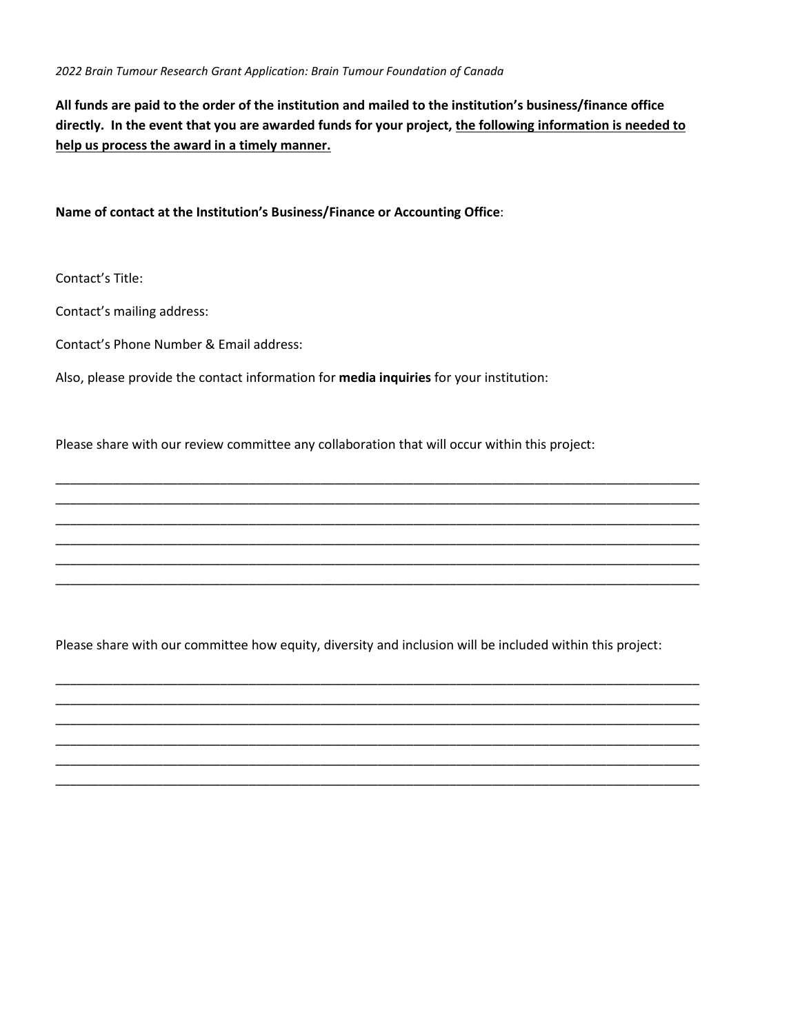*2022 Brain Tumour Research Grant Application: Brain Tumour Foundation of Canada*

**All funds are paid to the order of the institution and mailed to the institution's business/finance office directly. In the event that you are awarded funds for your project, <u>the following information is needed to help us process the award in a timely manner.</u>**

**Name of contact at the Institution's Business/Finance or Accounting Office**:

Contact's Title:

Contact's mailing address:

Contact's Phone Number & Email address:

Also, please provide the contact information for **media inquiries** for your institution:

Please share with our review committee any collaboration that will occur within this project:

______________________________________________________________________________________________
______________________________________________________________________________________________
______________________________________________________________________________________________
______________________________________________________________________________________________
______________________________________________________________________________________________
______________________________________________________________________________________________

Please share with our committee how equity, diversity and inclusion will be included within this project:

______________________________________________________________________________________________
______________________________________________________________________________________________
______________________________________________________________________________________________
______________________________________________________________________________________________
______________________________________________________________________________________________
______________________________________________________________________________________________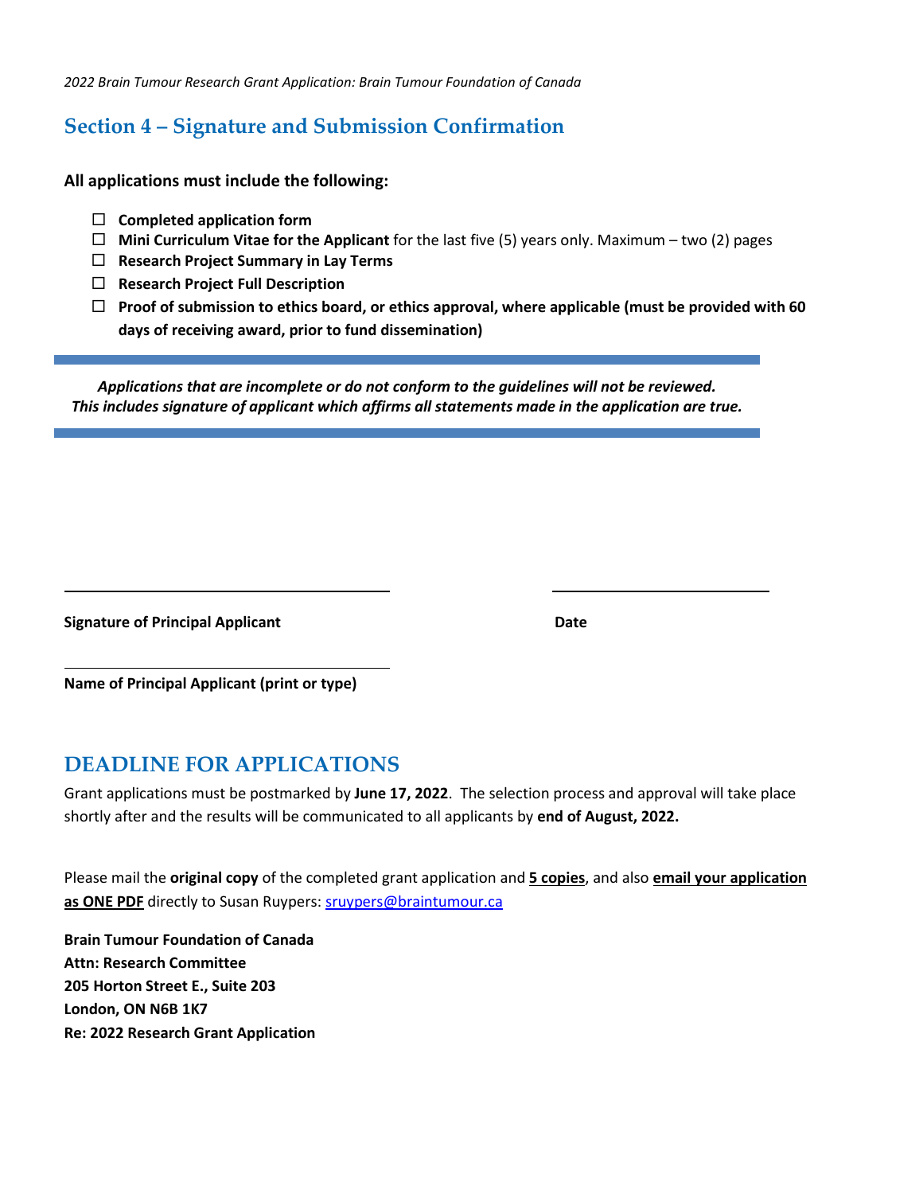## Section 4 – Signature and Submission Confirmation

**All applications must include the following:**

- ☐ **Completed application form**
- ☐ **Mini Curriculum Vitae for the Applicant** for the last five (5) years only. Maximum – two (2) pages
- ☐ **Research Project Summary in Lay Terms**
- ☐ **Research Project Full Description**
- ☐ **Proof of submission to ethics board, or ethics approval, where applicable (must be provided with 60 days of receiving award, prior to fund dissemination)**

***Applications that are incomplete or do not conform to the guidelines will not be reviewed. This includes signature of applicant which affirms all statements made in the application are true.***

______________________________ ______________________

**Signature of Principal Applicant** **Date**

______________________________

**Name of Principal Applicant (print or type)**

## DEADLINE FOR APPLICATIONS

Grant applications must be postmarked by **June 17, 2022**. The selection process and approval will take place shortly after and the results will be communicated to all applicants by **end of August, 2022.**

Please mail the **original copy** of the completed grant application and **5 copies**, and also **email your application as ONE PDF** directly to Susan Ruypers: sruypers@braintumour.ca

**Brain Tumour Foundation of Canada**
**Attn: Research Committee**
**205 Horton Street E., Suite 203**
**London, ON N6B 1K7**
**Re: 2022 Research Grant Application**